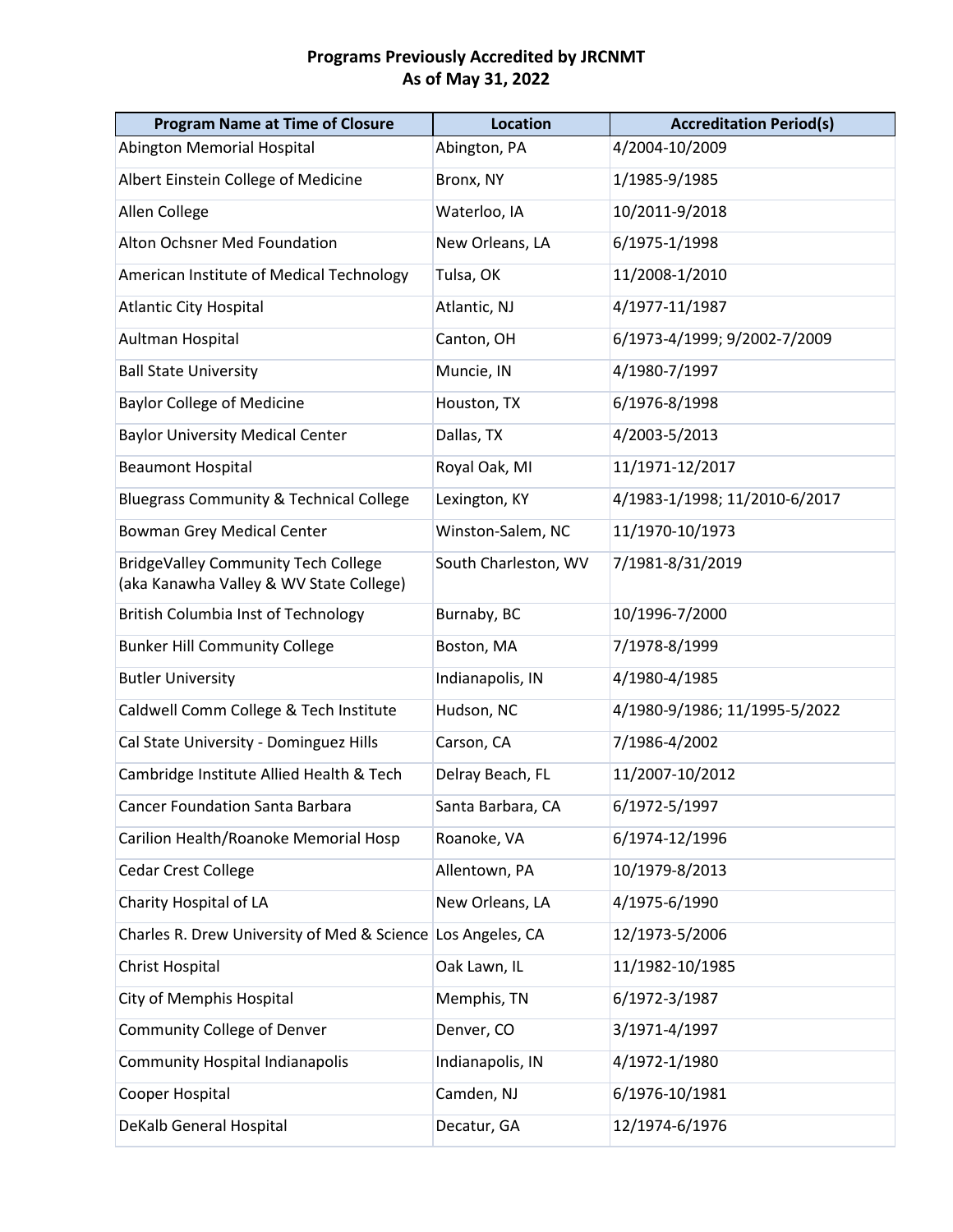**Programs Previously Accredited by JRCNMT**
**As of May 31, 2022**

| Program Name at Time of Closure | Location | Accreditation Period(s) |
|---|---|---|
| Abington Memorial Hospital | Abington, PA | 4/2004-10/2009 |
| Albert Einstein College of Medicine | Bronx, NY | 1/1985-9/1985 |
| Allen College | Waterloo, IA | 10/2011-9/2018 |
| Alton Ochsner Med Foundation | New Orleans, LA | 6/1975-1/1998 |
| American Institute of Medical Technology | Tulsa, OK | 11/2008-1/2010 |
| Atlantic City Hospital | Atlantic, NJ | 4/1977-11/1987 |
| Aultman Hospital | Canton, OH | 6/1973-4/1999; 9/2002-7/2009 |
| Ball State University | Muncie, IN | 4/1980-7/1997 |
| Baylor College of Medicine | Houston, TX | 6/1976-8/1998 |
| Baylor University Medical Center | Dallas, TX | 4/2003-5/2013 |
| Beaumont Hospital | Royal Oak, MI | 11/1971-12/2017 |
| Bluegrass Community & Technical College | Lexington, KY | 4/1983-1/1998; 11/2010-6/2017 |
| Bowman Grey Medical Center | Winston-Salem, NC | 11/1970-10/1973 |
| BridgeValley Community Tech College (aka Kanawha Valley & WV State College) | South Charleston, WV | 7/1981-8/31/2019 |
| British Columbia Inst of Technology | Burnaby, BC | 10/1996-7/2000 |
| Bunker Hill Community College | Boston, MA | 7/1978-8/1999 |
| Butler University | Indianapolis, IN | 4/1980-4/1985 |
| Caldwell Comm College & Tech Institute | Hudson, NC | 4/1980-9/1986; 11/1995-5/2022 |
| Cal State University - Dominguez Hills | Carson, CA | 7/1986-4/2002 |
| Cambridge Institute Allied Health & Tech | Delray Beach, FL | 11/2007-10/2012 |
| Cancer Foundation Santa Barbara | Santa Barbara, CA | 6/1972-5/1997 |
| Carilion Health/Roanoke Memorial Hosp | Roanoke, VA | 6/1974-12/1996 |
| Cedar Crest College | Allentown, PA | 10/1979-8/2013 |
| Charity Hospital of LA | New Orleans, LA | 4/1975-6/1990 |
| Charles R. Drew University of Med & Science | Los Angeles, CA | 12/1973-5/2006 |
| Christ Hospital | Oak Lawn, IL | 11/1982-10/1985 |
| City of Memphis Hospital | Memphis, TN | 6/1972-3/1987 |
| Community College of Denver | Denver, CO | 3/1971-4/1997 |
| Community Hospital Indianapolis | Indianapolis, IN | 4/1972-1/1980 |
| Cooper Hospital | Camden, NJ | 6/1976-10/1981 |
| DeKalb General Hospital | Decatur, GA | 12/1974-6/1976 |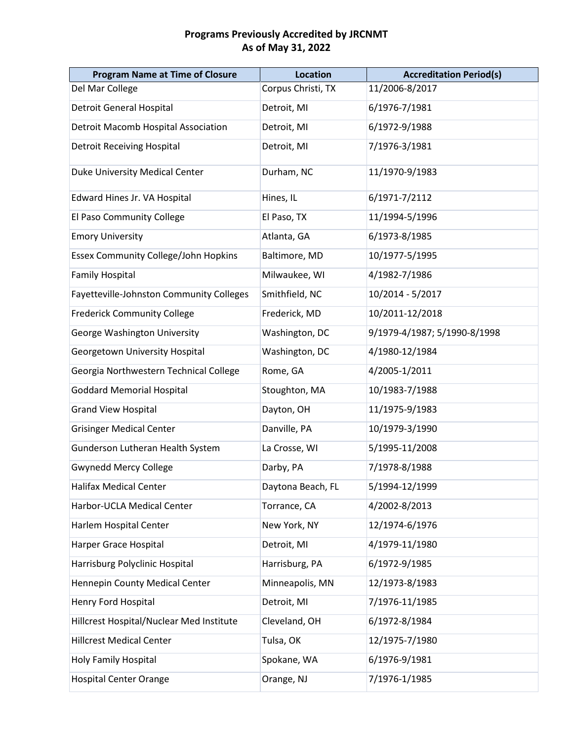**Programs Previously Accredited by JRCNMT**
**As of May 31, 2022**

| Program Name at Time of Closure | Location | Accreditation Period(s) |
|---|---|---|
| Del Mar College | Corpus Christi, TX | 11/2006-8/2017 |
| Detroit General Hospital | Detroit, MI | 6/1976-7/1981 |
| Detroit Macomb Hospital Association | Detroit, MI | 6/1972-9/1988 |
| Detroit Receiving Hospital | Detroit, MI | 7/1976-3/1981 |
| Duke University Medical Center | Durham, NC | 11/1970-9/1983 |
| Edward Hines Jr. VA Hospital | Hines, IL | 6/1971-7/2112 |
| El Paso Community College | El Paso, TX | 11/1994-5/1996 |
| Emory University | Atlanta, GA | 6/1973-8/1985 |
| Essex Community College/John Hopkins | Baltimore, MD | 10/1977-5/1995 |
| Family Hospital | Milwaukee, WI | 4/1982-7/1986 |
| Fayetteville-Johnston Community Colleges | Smithfield, NC | 10/2014 - 5/2017 |
| Frederick Community College | Frederick, MD | 10/2011-12/2018 |
| George Washington University | Washington, DC | 9/1979-4/1987; 5/1990-8/1998 |
| Georgetown University Hospital | Washington, DC | 4/1980-12/1984 |
| Georgia Northwestern Technical College | Rome, GA | 4/2005-1/2011 |
| Goddard Memorial Hospital | Stoughton, MA | 10/1983-7/1988 |
| Grand View Hospital | Dayton, OH | 11/1975-9/1983 |
| Grisinger Medical Center | Danville, PA | 10/1979-3/1990 |
| Gunderson Lutheran Health System | La Crosse, WI | 5/1995-11/2008 |
| Gwynedd Mercy College | Darby, PA | 7/1978-8/1988 |
| Halifax Medical Center | Daytona Beach, FL | 5/1994-12/1999 |
| Harbor-UCLA Medical Center | Torrance, CA | 4/2002-8/2013 |
| Harlem Hospital Center | New York, NY | 12/1974-6/1976 |
| Harper Grace Hospital | Detroit, MI | 4/1979-11/1980 |
| Harrisburg Polyclinic Hospital | Harrisburg, PA | 6/1972-9/1985 |
| Hennepin County Medical Center | Minneapolis, MN | 12/1973-8/1983 |
| Henry Ford Hospital | Detroit, MI | 7/1976-11/1985 |
| Hillcrest Hospital/Nuclear Med Institute | Cleveland, OH | 6/1972-8/1984 |
| Hillcrest Medical Center | Tulsa, OK | 12/1975-7/1980 |
| Holy Family Hospital | Spokane, WA | 6/1976-9/1981 |
| Hospital Center Orange | Orange, NJ | 7/1976-1/1985 |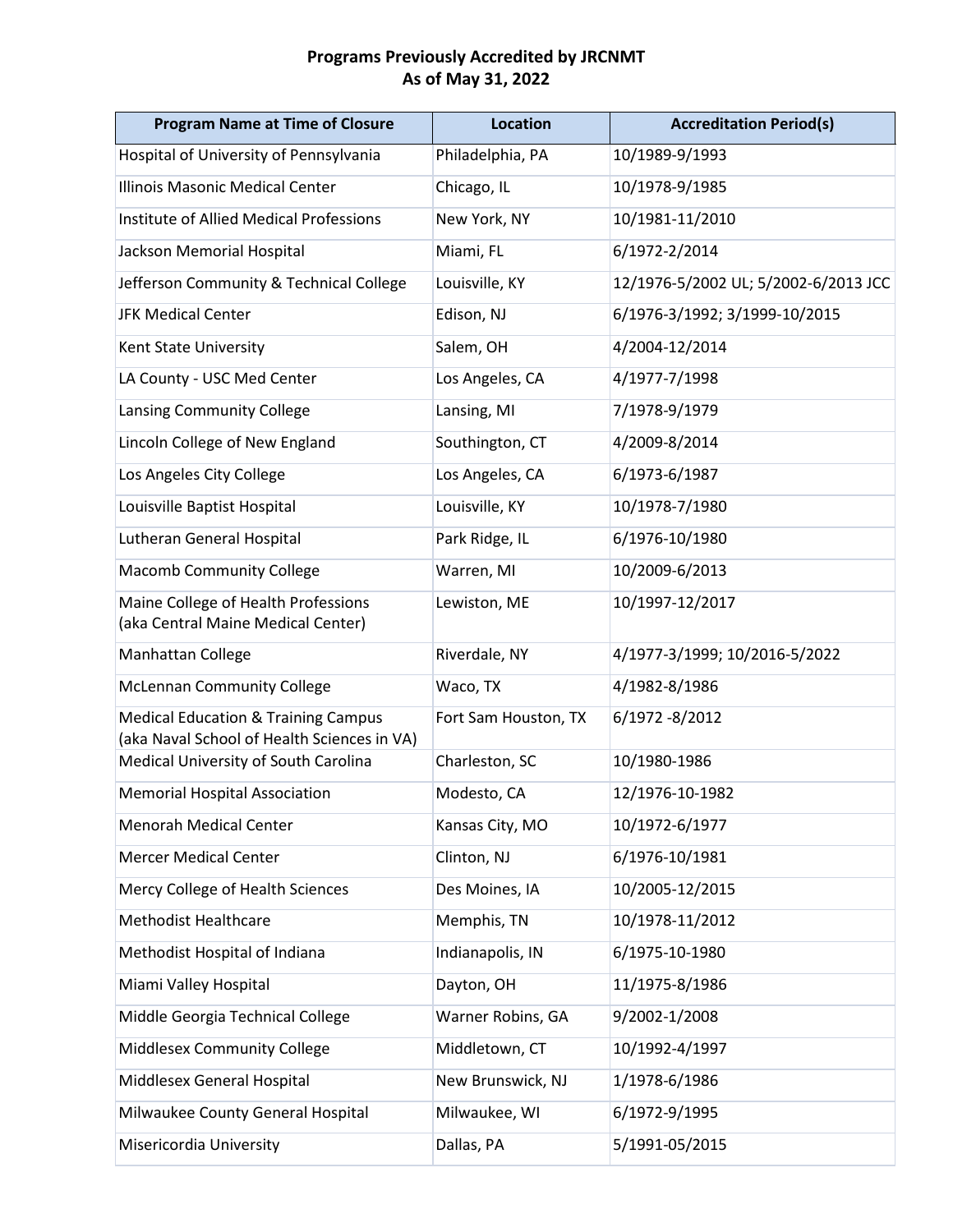**Programs Previously Accredited by JRCNMT**
**As of May 31, 2022**

| Program Name at Time of Closure | Location | Accreditation Period(s) |
|---|---|---|
| Hospital of University of Pennsylvania | Philadelphia, PA | 10/1989-9/1993 |
| Illinois Masonic Medical Center | Chicago, IL | 10/1978-9/1985 |
| Institute of Allied Medical Professions | New York, NY | 10/1981-11/2010 |
| Jackson Memorial Hospital | Miami, FL | 6/1972-2/2014 |
| Jefferson Community & Technical College | Louisville, KY | 12/1976-5/2002 UL; 5/2002-6/2013 JCC |
| JFK Medical Center | Edison, NJ | 6/1976-3/1992; 3/1999-10/2015 |
| Kent State University | Salem, OH | 4/2004-12/2014 |
| LA County - USC Med Center | Los Angeles, CA | 4/1977-7/1998 |
| Lansing Community College | Lansing, MI | 7/1978-9/1979 |
| Lincoln College of New England | Southington, CT | 4/2009-8/2014 |
| Los Angeles City College | Los Angeles, CA | 6/1973-6/1987 |
| Louisville Baptist Hospital | Louisville, KY | 10/1978-7/1980 |
| Lutheran General Hospital | Park Ridge, IL | 6/1976-10/1980 |
| Macomb Community College | Warren, MI | 10/2009-6/2013 |
| Maine College of Health Professions (aka Central Maine Medical Center) | Lewiston, ME | 10/1997-12/2017 |
| Manhattan College | Riverdale, NY | 4/1977-3/1999; 10/2016-5/2022 |
| McLennan Community College | Waco, TX | 4/1982-8/1986 |
| Medical Education & Training Campus (aka Naval School of Health Sciences in VA) | Fort Sam Houston, TX | 6/1972 -8/2012 |
| Medical University of South Carolina | Charleston, SC | 10/1980-1986 |
| Memorial Hospital Association | Modesto, CA | 12/1976-10-1982 |
| Menorah Medical Center | Kansas City, MO | 10/1972-6/1977 |
| Mercer Medical Center | Clinton, NJ | 6/1976-10/1981 |
| Mercy College of Health Sciences | Des Moines, IA | 10/2005-12/2015 |
| Methodist Healthcare | Memphis, TN | 10/1978-11/2012 |
| Methodist Hospital of Indiana | Indianapolis, IN | 6/1975-10-1980 |
| Miami Valley Hospital | Dayton, OH | 11/1975-8/1986 |
| Middle Georgia Technical College | Warner Robins, GA | 9/2002-1/2008 |
| Middlesex Community College | Middletown, CT | 10/1992-4/1997 |
| Middlesex General Hospital | New Brunswick, NJ | 1/1978-6/1986 |
| Milwaukee County General Hospital | Milwaukee, WI | 6/1972-9/1995 |
| Misericordia University | Dallas, PA | 5/1991-05/2015 |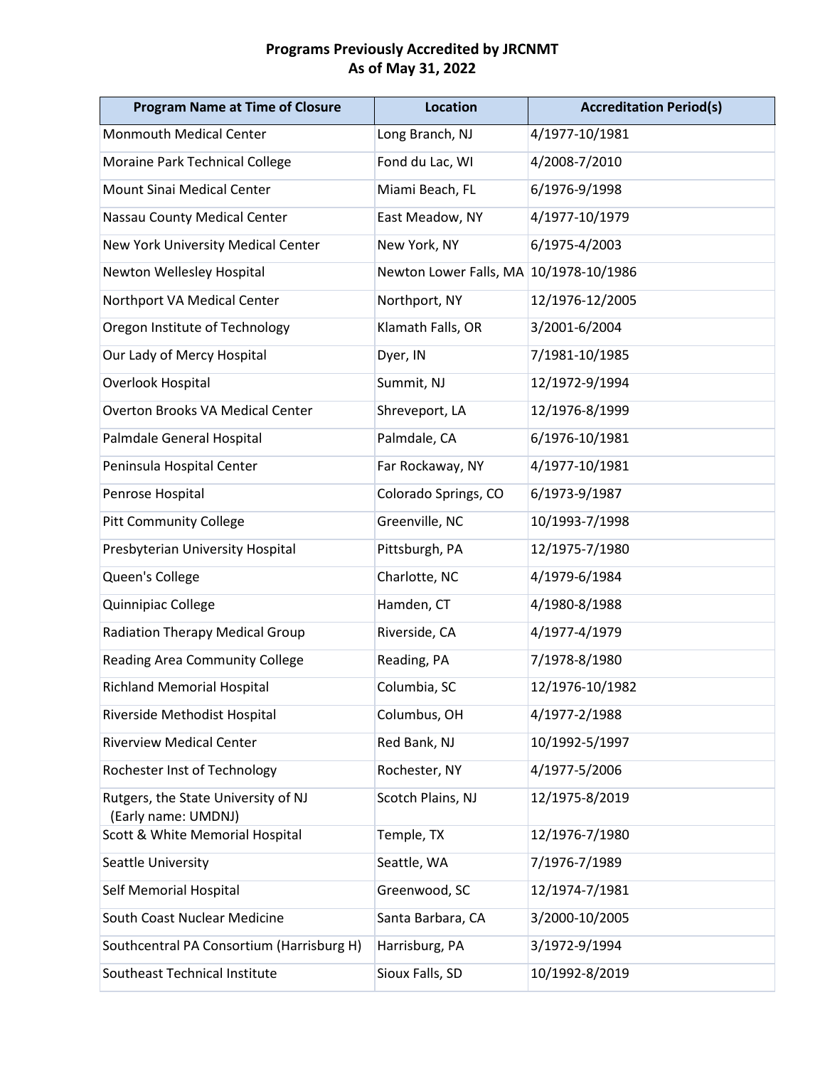# Programs Previously Accredited by JRCNMT
## As of May 31, 2022

| Program Name at Time of Closure | Location | Accreditation Period(s) |
|---|---|---|
| Monmouth Medical Center | Long Branch, NJ | 4/1977-10/1981 |
| Moraine Park Technical College | Fond du Lac, WI | 4/2008-7/2010 |
| Mount Sinai Medical Center | Miami Beach, FL | 6/1976-9/1998 |
| Nassau County Medical Center | East Meadow, NY | 4/1977-10/1979 |
| New York University Medical Center | New York, NY | 6/1975-4/2003 |
| Newton Wellesley Hospital | Newton Lower Falls, MA | 10/1978-10/1986 |
| Northport VA Medical Center | Northport, NY | 12/1976-12/2005 |
| Oregon Institute of Technology | Klamath Falls, OR | 3/2001-6/2004 |
| Our Lady of Mercy Hospital | Dyer, IN | 7/1981-10/1985 |
| Overlook Hospital | Summit, NJ | 12/1972-9/1994 |
| Overton Brooks VA Medical Center | Shreveport, LA | 12/1976-8/1999 |
| Palmdale General Hospital | Palmdale, CA | 6/1976-10/1981 |
| Peninsula Hospital Center | Far Rockaway, NY | 4/1977-10/1981 |
| Penrose Hospital | Colorado Springs, CO | 6/1973-9/1987 |
| Pitt Community College | Greenville, NC | 10/1993-7/1998 |
| Presbyterian University Hospital | Pittsburgh, PA | 12/1975-7/1980 |
| Queen's College | Charlotte, NC | 4/1979-6/1984 |
| Quinnipiac College | Hamden, CT | 4/1980-8/1988 |
| Radiation Therapy Medical Group | Riverside, CA | 4/1977-4/1979 |
| Reading Area Community College | Reading, PA | 7/1978-8/1980 |
| Richland Memorial Hospital | Columbia, SC | 12/1976-10/1982 |
| Riverside Methodist Hospital | Columbus, OH | 4/1977-2/1988 |
| Riverview Medical Center | Red Bank, NJ | 10/1992-5/1997 |
| Rochester Inst of Technology | Rochester, NY | 4/1977-5/2006 |
| Rutgers, the State University of NJ (Early name: UMDNJ) | Scotch Plains, NJ | 12/1975-8/2019 |
| Scott & White Memorial Hospital | Temple, TX | 12/1976-7/1980 |
| Seattle University | Seattle, WA | 7/1976-7/1989 |
| Self Memorial Hospital | Greenwood, SC | 12/1974-7/1981 |
| South Coast Nuclear Medicine | Santa Barbara, CA | 3/2000-10/2005 |
| Southcentral PA Consortium (Harrisburg H) | Harrisburg, PA | 3/1972-9/1994 |
| Southeast Technical Institute | Sioux Falls, SD | 10/1992-8/2019 |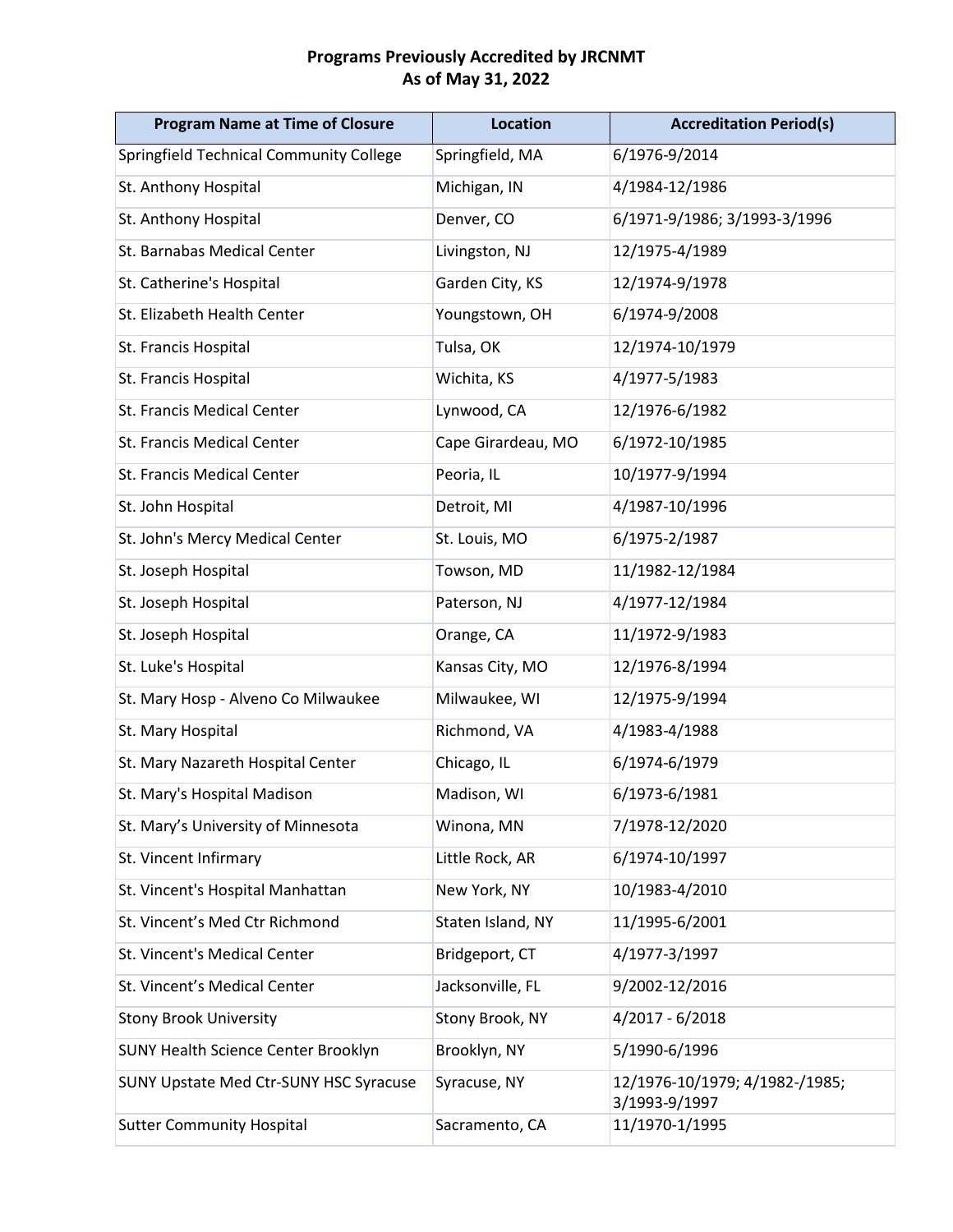**Programs Previously Accredited by JRCNMT**
**As of May 31, 2022**

| Program Name at Time of Closure | Location | Accreditation Period(s) |
|---|---|---|
| Springfield Technical Community College | Springfield, MA | 6/1976-9/2014 |
| St. Anthony Hospital | Michigan, IN | 4/1984-12/1986 |
| St. Anthony Hospital | Denver, CO | 6/1971-9/1986; 3/1993-3/1996 |
| St. Barnabas Medical Center | Livingston, NJ | 12/1975-4/1989 |
| St. Catherine's Hospital | Garden City, KS | 12/1974-9/1978 |
| St. Elizabeth Health Center | Youngstown, OH | 6/1974-9/2008 |
| St. Francis Hospital | Tulsa, OK | 12/1974-10/1979 |
| St. Francis Hospital | Wichita, KS | 4/1977-5/1983 |
| St. Francis Medical Center | Lynwood, CA | 12/1976-6/1982 |
| St. Francis Medical Center | Cape Girardeau, MO | 6/1972-10/1985 |
| St. Francis Medical Center | Peoria, IL | 10/1977-9/1994 |
| St. John Hospital | Detroit, MI | 4/1987-10/1996 |
| St. John's Mercy Medical Center | St. Louis, MO | 6/1975-2/1987 |
| St. Joseph Hospital | Towson, MD | 11/1982-12/1984 |
| St. Joseph Hospital | Paterson, NJ | 4/1977-12/1984 |
| St. Joseph Hospital | Orange, CA | 11/1972-9/1983 |
| St. Luke's Hospital | Kansas City, MO | 12/1976-8/1994 |
| St. Mary Hosp - Alveno Co Milwaukee | Milwaukee, WI | 12/1975-9/1994 |
| St. Mary Hospital | Richmond, VA | 4/1983-4/1988 |
| St. Mary Nazareth Hospital Center | Chicago, IL | 6/1974-6/1979 |
| St. Mary's Hospital Madison | Madison, WI | 6/1973-6/1981 |
| St. Mary’s University of Minnesota | Winona, MN | 7/1978-12/2020 |
| St. Vincent Infirmary | Little Rock, AR | 6/1974-10/1997 |
| St. Vincent's Hospital Manhattan | New York, NY | 10/1983-4/2010 |
| St. Vincent’s Med Ctr Richmond | Staten Island, NY | 11/1995-6/2001 |
| St. Vincent's Medical Center | Bridgeport, CT | 4/1977-3/1997 |
| St. Vincent’s Medical Center | Jacksonville, FL | 9/2002-12/2016 |
| Stony Brook University | Stony Brook, NY | 4/2017 - 6/2018 |
| SUNY Health Science Center Brooklyn | Brooklyn, NY | 5/1990-6/1996 |
| SUNY Upstate Med Ctr-SUNY HSC Syracuse | Syracuse, NY | 12/1976-10/1979; 4/1982-/1985; 3/1993-9/1997 |
| Sutter Community Hospital | Sacramento, CA | 11/1970-1/1995 |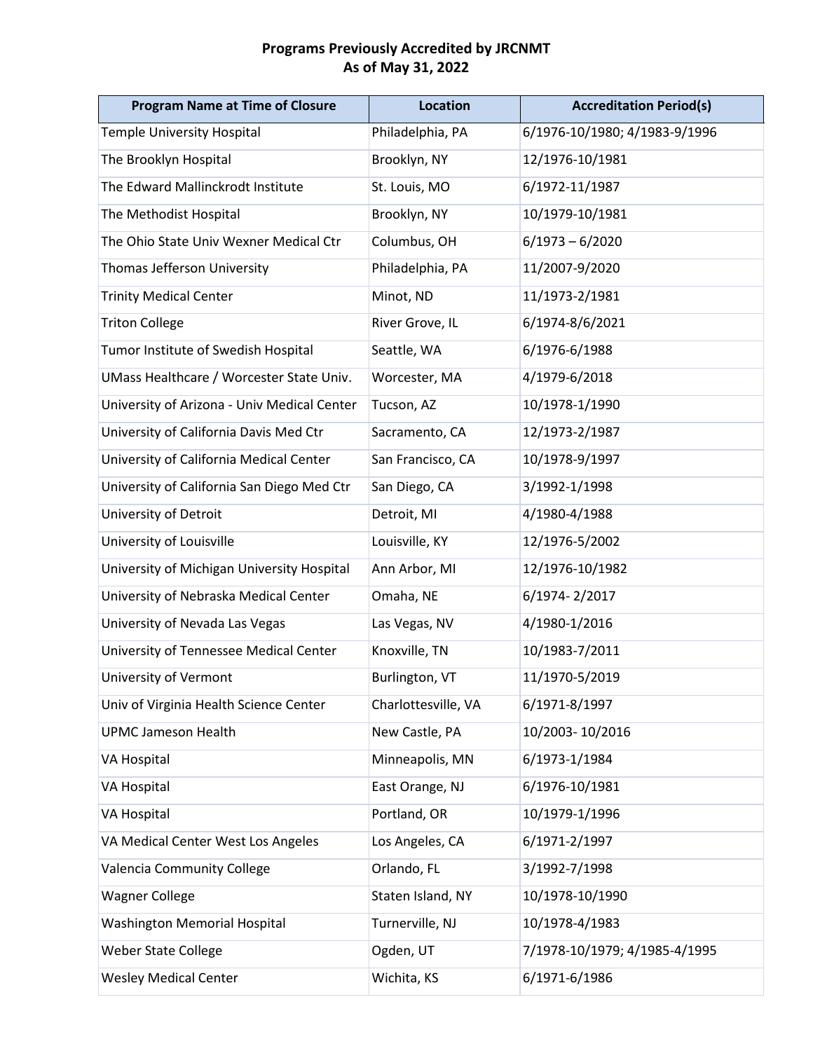**Programs Previously Accredited by JRCNMT**
**As of May 31, 2022**

| Program Name at Time of Closure | Location | Accreditation Period(s) |
|---|---|---|
| Temple University Hospital | Philadelphia, PA | 6/1976-10/1980; 4/1983-9/1996 |
| The Brooklyn Hospital | Brooklyn, NY | 12/1976-10/1981 |
| The Edward Mallinckrodt Institute | St. Louis, MO | 6/1972-11/1987 |
| The Methodist Hospital | Brooklyn, NY | 10/1979-10/1981 |
| The Ohio State Univ Wexner Medical Ctr | Columbus, OH | 6/1973 – 6/2020 |
| Thomas Jefferson University | Philadelphia, PA | 11/2007-9/2020 |
| Trinity Medical Center | Minot, ND | 11/1973-2/1981 |
| Triton College | River Grove, IL | 6/1974-8/6/2021 |
| Tumor Institute of Swedish Hospital | Seattle, WA | 6/1976-6/1988 |
| UMass Healthcare / Worcester State Univ. | Worcester, MA | 4/1979-6/2018 |
| University of Arizona - Univ Medical Center | Tucson, AZ | 10/1978-1/1990 |
| University of California Davis Med Ctr | Sacramento, CA | 12/1973-2/1987 |
| University of California Medical Center | San Francisco, CA | 10/1978-9/1997 |
| University of California San Diego Med Ctr | San Diego, CA | 3/1992-1/1998 |
| University of Detroit | Detroit, MI | 4/1980-4/1988 |
| University of Louisville | Louisville, KY | 12/1976-5/2002 |
| University of Michigan University Hospital | Ann Arbor, MI | 12/1976-10/1982 |
| University of Nebraska Medical Center | Omaha, NE | 6/1974- 2/2017 |
| University of Nevada Las Vegas | Las Vegas, NV | 4/1980-1/2016 |
| University of Tennessee Medical Center | Knoxville, TN | 10/1983-7/2011 |
| University of Vermont | Burlington, VT | 11/1970-5/2019 |
| Univ of Virginia Health Science Center | Charlottesville, VA | 6/1971-8/1997 |
| UPMC Jameson Health | New Castle, PA | 10/2003- 10/2016 |
| VA Hospital | Minneapolis, MN | 6/1973-1/1984 |
| VA Hospital | East Orange, NJ | 6/1976-10/1981 |
| VA Hospital | Portland, OR | 10/1979-1/1996 |
| VA Medical Center West Los Angeles | Los Angeles, CA | 6/1971-2/1997 |
| Valencia Community College | Orlando, FL | 3/1992-7/1998 |
| Wagner College | Staten Island, NY | 10/1978-10/1990 |
| Washington Memorial Hospital | Turnerville, NJ | 10/1978-4/1983 |
| Weber State College | Ogden, UT | 7/1978-10/1979; 4/1985-4/1995 |
| Wesley Medical Center | Wichita, KS | 6/1971-6/1986 |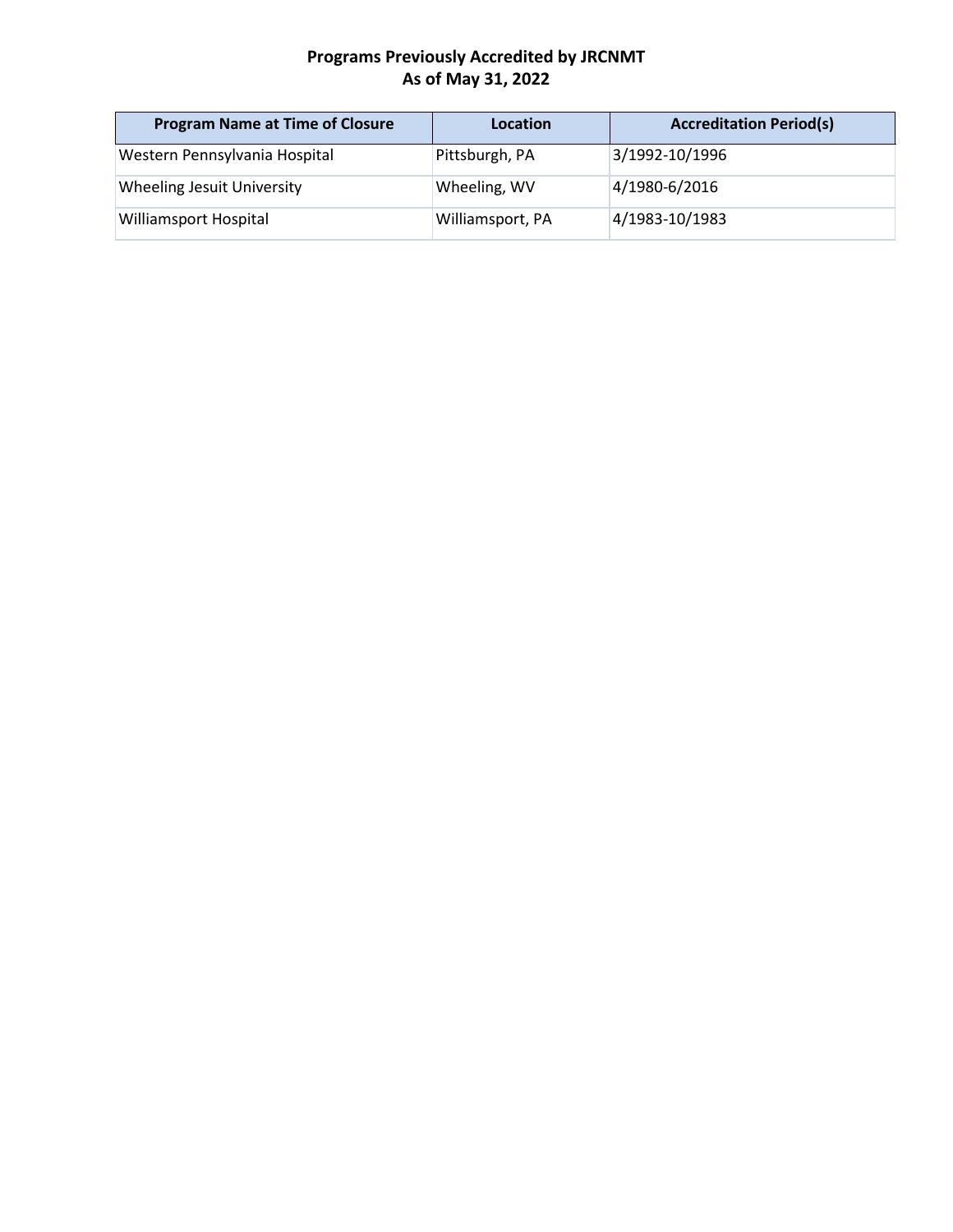**Programs Previously Accredited by JRCNMT**
**As of May 31, 2022**

| Program Name at Time of Closure | Location | Accreditation Period(s) |
|---|---|---|
| Western Pennsylvania Hospital | Pittsburgh, PA | 3/1992-10/1996 |
| Wheeling Jesuit University | Wheeling, WV | 4/1980-6/2016 |
| Williamsport Hospital | Williamsport, PA | 4/1983-10/1983 |